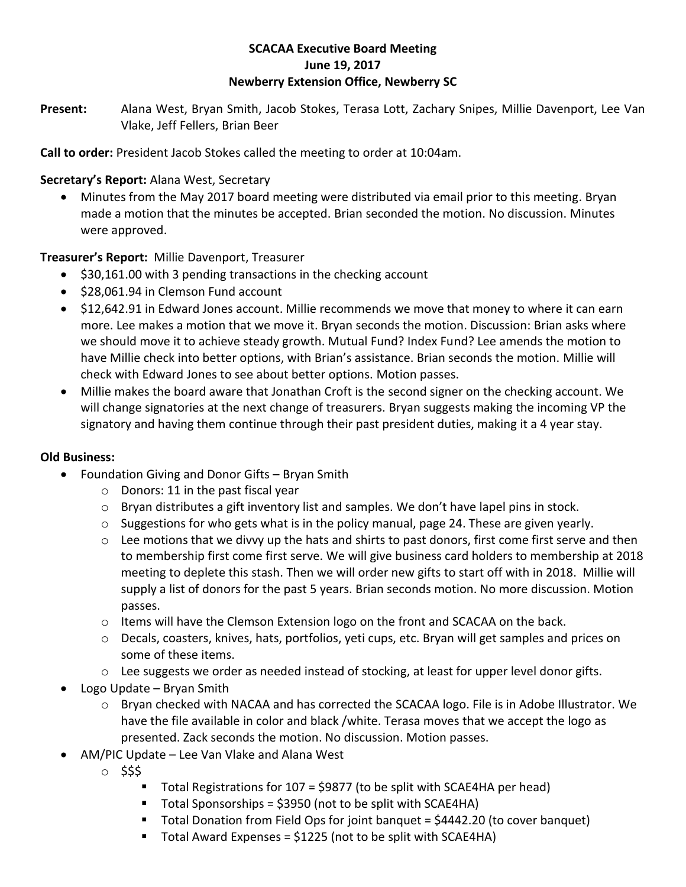**SCACAA Executive Board Meeting**
**June 19, 2017**
**Newberry Extension Office, Newberry SC**

**Present:** Alana West, Bryan Smith, Jacob Stokes, Terasa Lott, Zachary Snipes, Millie Davenport, Lee Van Vlake, Jeff Fellers, Brian Beer

**Call to order:** President Jacob Stokes called the meeting to order at 10:04am.

**Secretary's Report:** Alana West, Secretary

- Minutes from the May 2017 board meeting were distributed via email prior to this meeting. Bryan made a motion that the minutes be accepted. Brian seconded the motion. No discussion. Minutes were approved.

**Treasurer's Report:** Millie Davenport, Treasurer

- $30,161.00 with 3 pending transactions in the checking account
- $28,061.94 in Clemson Fund account
- $12,642.91 in Edward Jones account. Millie recommends we move that money to where it can earn more. Lee makes a motion that we move it. Bryan seconds the motion. Discussion: Brian asks where we should move it to achieve steady growth. Mutual Fund? Index Fund? Lee amends the motion to have Millie check into better options, with Brian's assistance. Brian seconds the motion. Millie will check with Edward Jones to see about better options. Motion passes.
- Millie makes the board aware that Jonathan Croft is the second signer on the checking account. We will change signatories at the next change of treasurers. Bryan suggests making the incoming VP the signatory and having them continue through their past president duties, making it a 4 year stay.

**Old Business:**

- Foundation Giving and Donor Gifts – Bryan Smith
  - Donors: 11 in the past fiscal year
  - Bryan distributes a gift inventory list and samples. We don't have lapel pins in stock.
  - Suggestions for who gets what is in the policy manual, page 24. These are given yearly.
  - Lee motions that we divvy up the hats and shirts to past donors, first come first serve and then to membership first come first serve. We will give business card holders to membership at 2018 meeting to deplete this stash. Then we will order new gifts to start off with in 2018. Millie will supply a list of donors for the past 5 years. Brian seconds motion. No more discussion. Motion passes.
  - Items will have the Clemson Extension logo on the front and SCACAA on the back.
  - Decals, coasters, knives, hats, portfolios, yeti cups, etc. Bryan will get samples and prices on some of these items.
  - Lee suggests we order as needed instead of stocking, at least for upper level donor gifts.
- Logo Update – Bryan Smith
  - Bryan checked with NACAA and has corrected the SCACAA logo. File is in Adobe Illustrator. We have the file available in color and black /white. Terasa moves that we accept the logo as presented. Zack seconds the motion. No discussion. Motion passes.
- AM/PIC Update – Lee Van Vlake and Alana West
  - $$$
    - Total Registrations for 107 = $9877 (to be split with SCAE4HA per head)
    - Total Sponsorships = $3950 (not to be split with SCAE4HA)
    - Total Donation from Field Ops for joint banquet = $4442.20 (to cover banquet)
    - Total Award Expenses = $1225 (not to be split with SCAE4HA)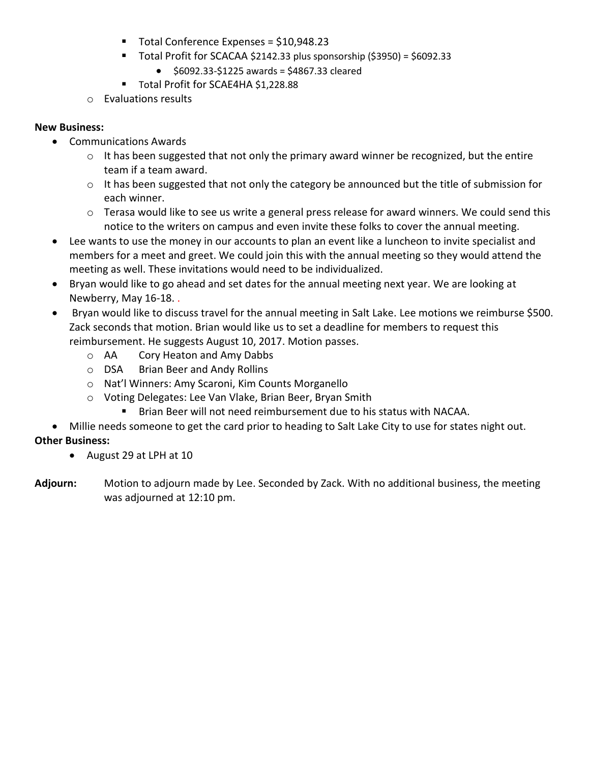- Total Conference Expenses = $10,948.23
    - Total Profit for SCACAA $2142.33 plus sponsorship ($3950) = $6092.33
      - $6092.33-$1225 awards = $4867.33 cleared
    - Total Profit for SCAE4HA $1,228.88
  - Evaluations results

**New Business:**

- Communications Awards
  - It has been suggested that not only the primary award winner be recognized, but the entire team if a team award.
  - It has been suggested that not only the category be announced but the title of submission for each winner.
  - Terasa would like to see us write a general press release for award winners. We could send this notice to the writers on campus and even invite these folks to cover the annual meeting.
- Lee wants to use the money in our accounts to plan an event like a luncheon to invite specialist and members for a meet and greet. We could join this with the annual meeting so they would attend the meeting as well. These invitations would need to be individualized.
- Bryan would like to go ahead and set dates for the annual meeting next year. We are looking at Newberry, May 16-18. .
- Bryan would like to discuss travel for the annual meeting in Salt Lake. Lee motions we reimburse $500. Zack seconds that motion. Brian would like us to set a deadline for members to request this reimbursement. He suggests August 10, 2017. Motion passes.
  - AA Cory Heaton and Amy Dabbs
  - DSA Brian Beer and Andy Rollins
  - Nat'l Winners: Amy Scaroni, Kim Counts Morganello
  - Voting Delegates: Lee Van Vlake, Brian Beer, Bryan Smith
    - Brian Beer will not need reimbursement due to his status with NACAA.
- Millie needs someone to get the card prior to heading to Salt Lake City to use for states night out.

**Other Business:**

- August 29 at LPH at 10

**Adjourn:** Motion to adjourn made by Lee. Seconded by Zack. With no additional business, the meeting was adjourned at 12:10 pm.